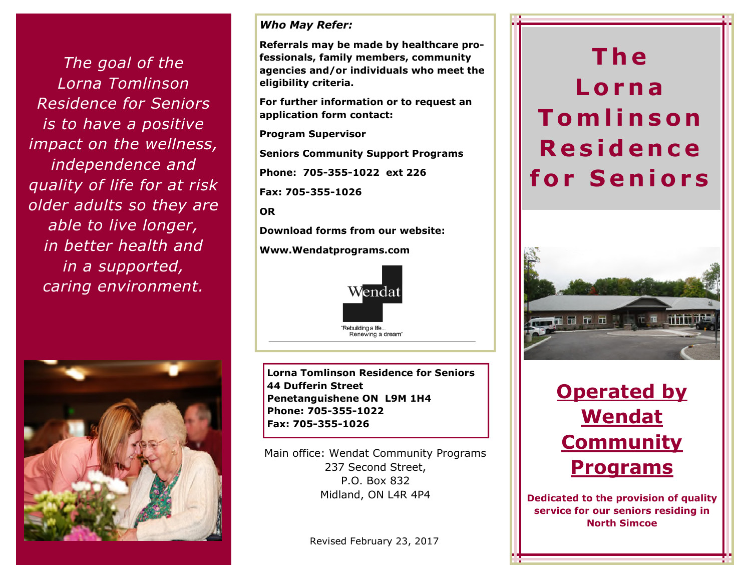*The goal of the Lorna Tomlinson Residence for Seniors is to have a positive impact on the wellness, independence and quality of life for at risk older adults so they are able to live longer, in better health and in a supported, caring environment.*

***Who May Refer:***

**Referrals may be made by healthcare professionals, family members, community agencies and/or individuals who meet the eligibility criteria.**

**For further information or to request an application form contact:**

**Program Supervisor**

**Seniors Community Support Programs**

**Phone: 705-355-1022 ext 226**

**Fax: 705-355-1026**

**OR**

**Download forms from our website:**

**Www.Wendatprograms.com**

Wendat

"Rebuilding a life... Renewing a dream"

**Lorna Tomlinson Residence for Seniors**
**44 Dufferin Street**
**Penetanguishene ON L9M 1H4**
**Phone: 705-355-1022**
**Fax: 705-355-1026**

Main office: Wendat Community Programs
237 Second Street,
P.O. Box 832
Midland, ON L4R 4P4

Revised February 23, 2017

# The Lorna Tomlinson Residence for Seniors

## Operated by Wendat Community Programs

**Dedicated to the provision of quality service for our seniors residing in North Simcoe**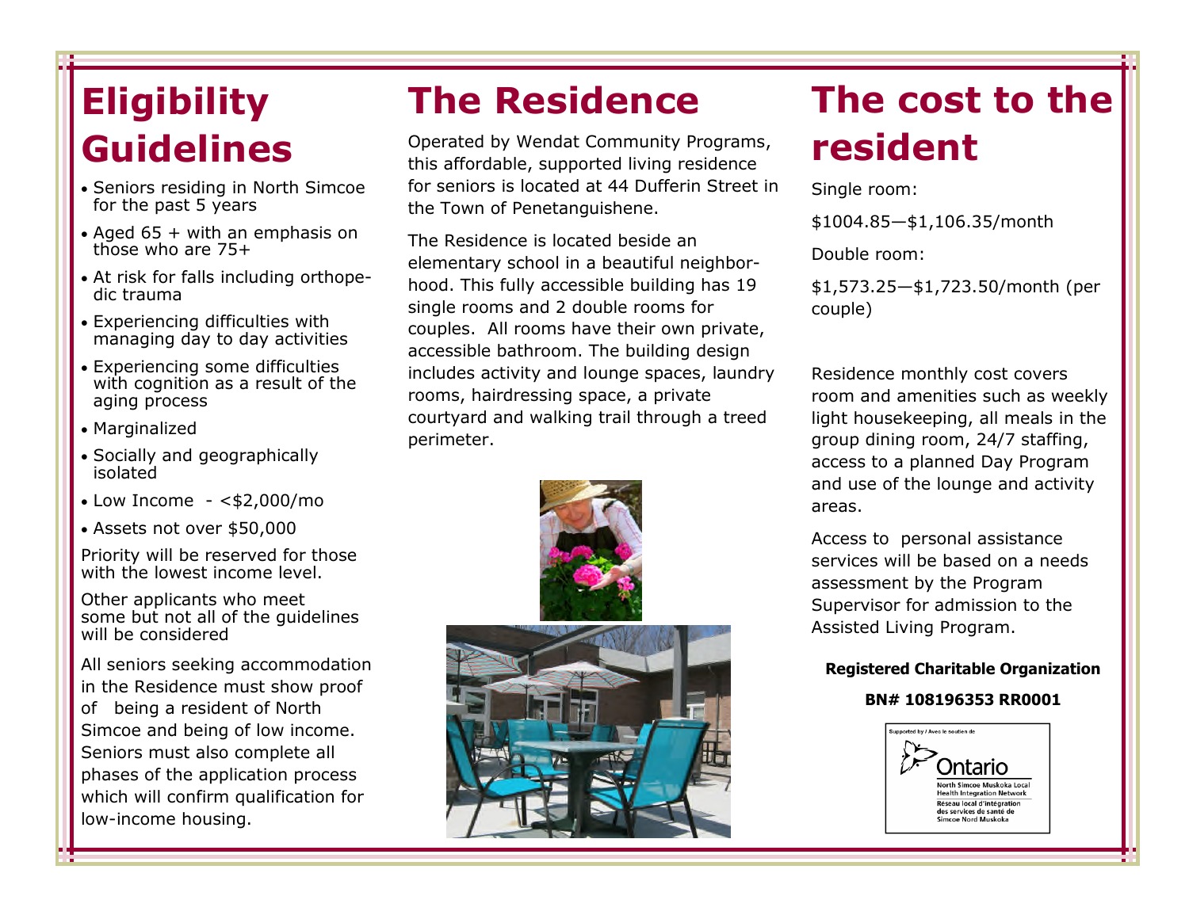# Eligibility Guidelines

- Seniors residing in North Simcoe for the past 5 years
- Aged 65 + with an emphasis on those who are 75+
- At risk for falls including orthopedic trauma
- Experiencing difficulties with managing day to day activities
- Experiencing some difficulties with cognition as a result of the aging process
- Marginalized
- Socially and geographically isolated
- Low Income - <$2,000/mo
- Assets not over $50,000

Priority will be reserved for those with the lowest income level.

Other applicants who meet some but not all of the guidelines will be considered

All seniors seeking accommodation in the Residence must show proof of being a resident of North Simcoe and being of low income. Seniors must also complete all phases of the application process which will confirm qualification for low-income housing.

# The Residence

Operated by Wendat Community Programs, this affordable, supported living residence for seniors is located at 44 Dufferin Street in the Town of Penetanguishene.

The Residence is located beside an elementary school in a beautiful neighborhood. This fully accessible building has 19 single rooms and 2 double rooms for couples. All rooms have their own private, accessible bathroom. The building design includes activity and lounge spaces, laundry rooms, hairdressing space, a private courtyard and walking trail through a treed perimeter.

# The cost to the resident

Single room:

$1004.85—$1,106.35/month

Double room:

$1,573.25—$1,723.50/month (per couple)

Residence monthly cost covers room and amenities such as weekly light housekeeping, all meals in the group dining room, 24/7 staffing, access to a planned Day Program and use of the lounge and activity areas.

Access to personal assistance services will be based on a needs assessment by the Program Supervisor for admission to the Assisted Living Program.

**Registered Charitable Organization**

**BN# 108196353 RR0001**

Supported by / Avec le soutien de

Ontario

North Simcoe Muskoka Local Health Integration Network

Réseau local d'intégration des services de santé de Simcoe Nord Muskoka